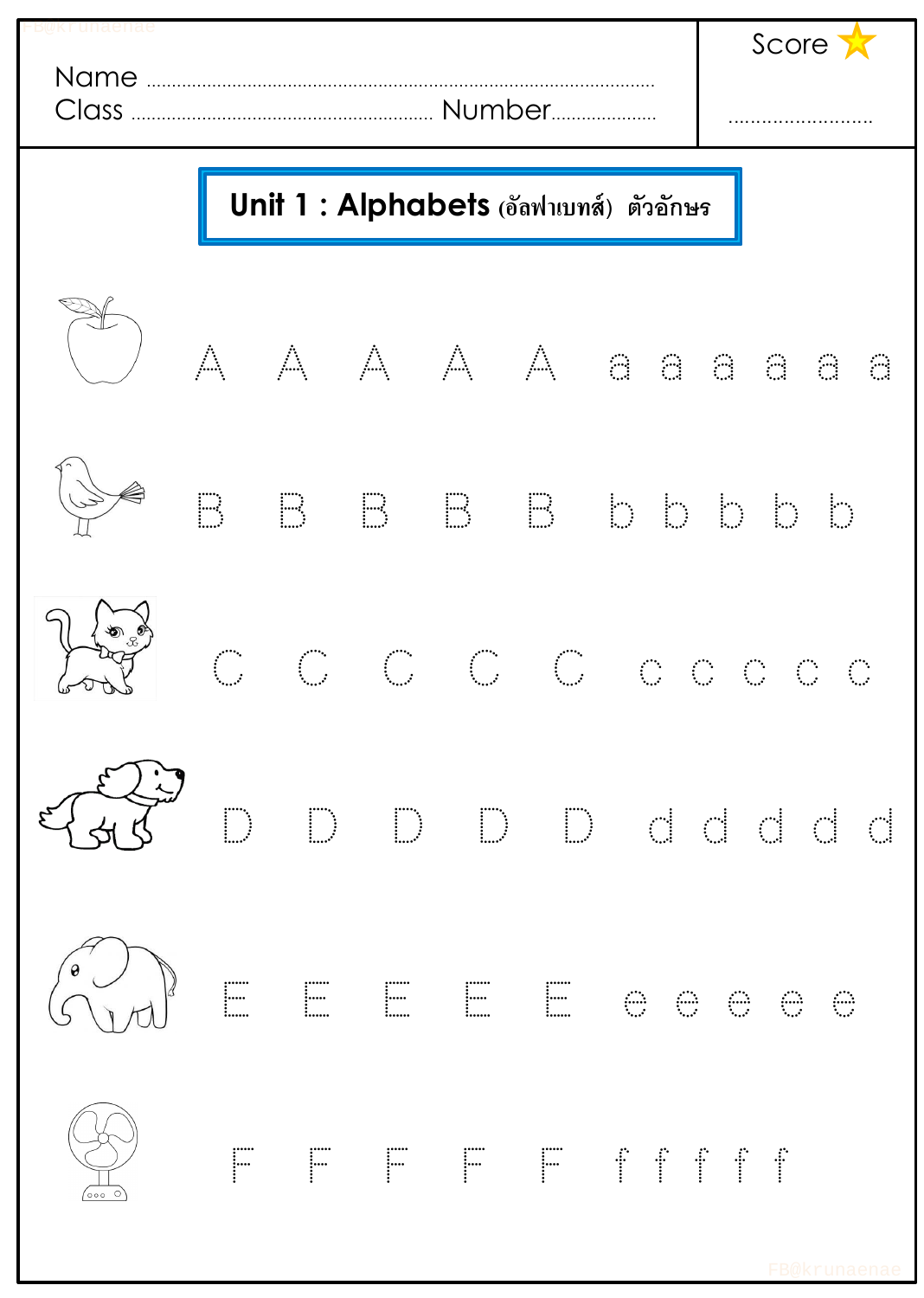| Name ........................................................................................ | Score ⭐ |
| --- | --- |
| Class ........................................................ Number.................... | .......................... |

## Unit 1 : Alphabets (อัลฟาเบทส์) ตัวอักษร

A A A A A a a a a a a

B B B B B b b b b b

C C C C C c c c c c

D D D D D d d d d d

E E E E E e e e e e

F F F F F f f f f f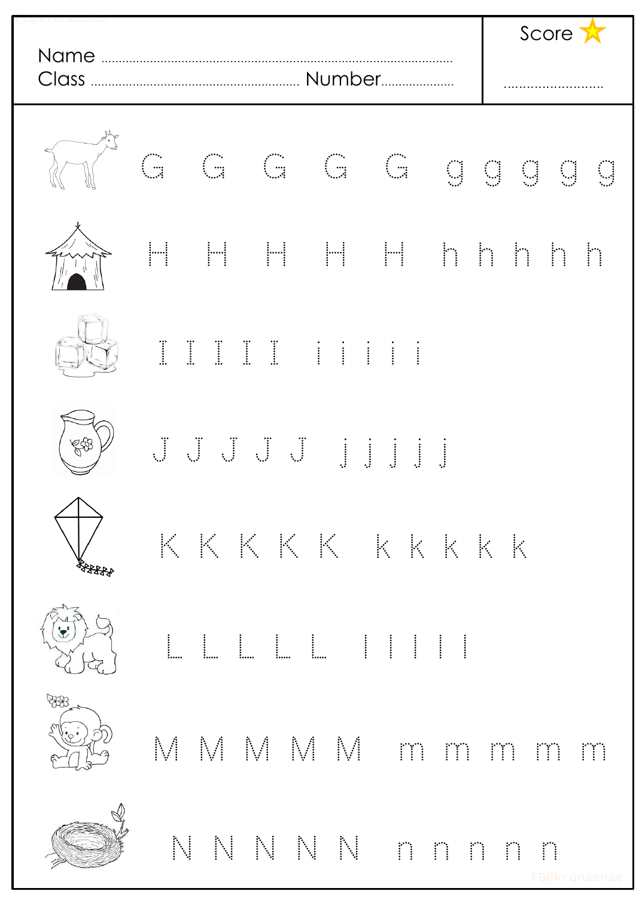| Name .................................................................................... | Score ⭐ |
| --- | --- |
| Class ........................................................ Number.................... | .......................... |

G G G G G g g g g g

H H H H H h h h h h

I I I I I i i i i i

J J J J J j j j j j

K K K K K k k k k k

L L L L L l l l l l

M M M M M m m m m m

N N N N N n n n n n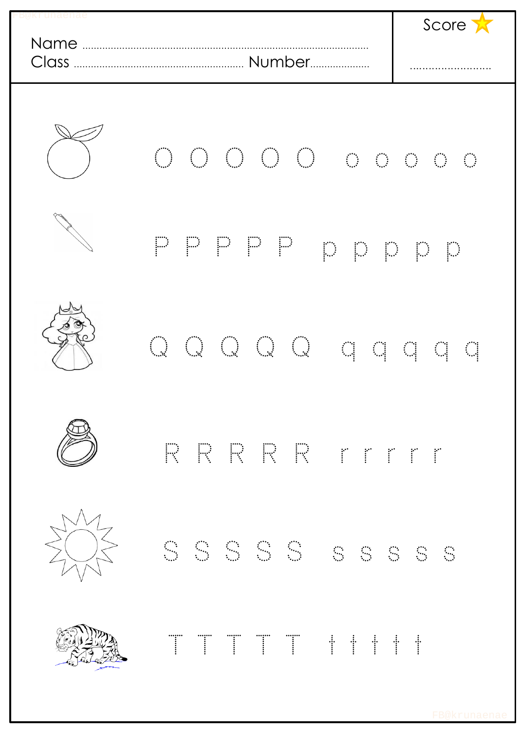Name ..........................................................................................

Class ........................................................ Number.....................

Score ..........................

O O O O O o o o o o

P P P P P p p p p p

Q Q Q Q Q q q q q q

R R R R R r r r r r

S S S S S s s s s s

T T T T T t t t t t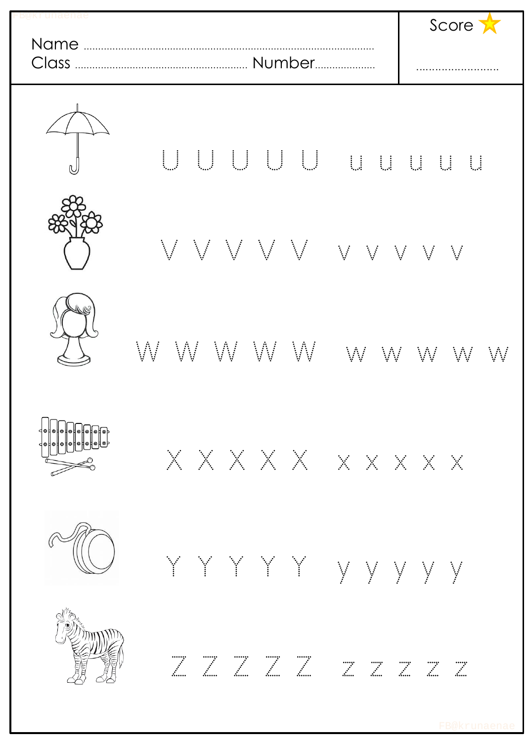Name ..................................................................................................  
Class ........................................................ Number....................

Score ⭐

..........................

U U U U U u u u u u

V V V V V v v v v v

W W W W W w w w w w

X X X X X x x x x x

Y Y Y Y Y y y y y y

Z Z Z Z Z z z z z z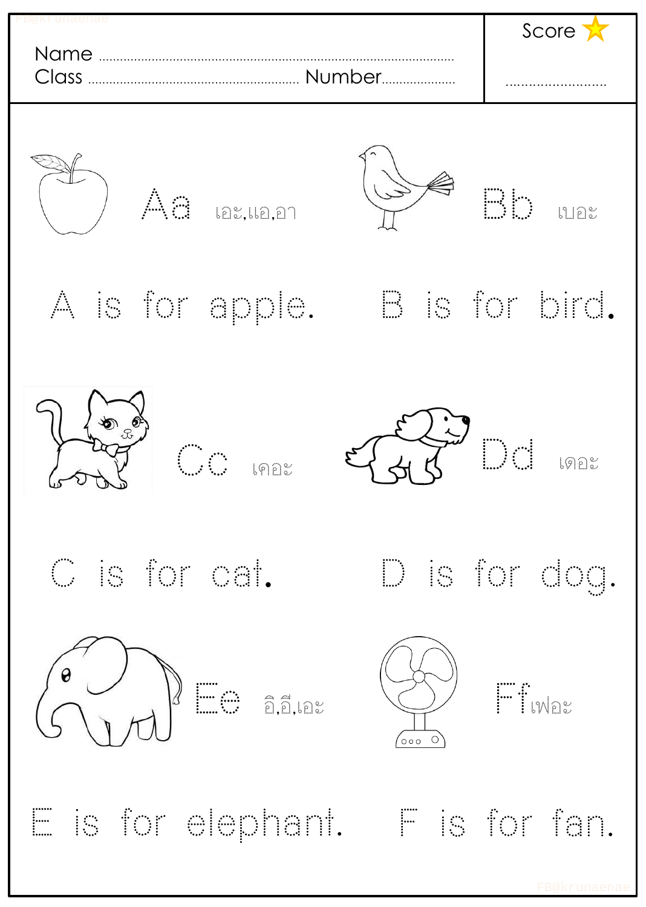Name ........................................................................................

Class ..................................................... Number....................

Score ⭐

..........................

Aa เอะ,แอ,อา

Bb เบอะ

A is for apple.

B is for bird.

Cc เคอะ

Dd เดอะ

C is for cat.

D is for dog.

Ee อิ,อี,เอะ

Ff เฟอะ

E is for elephant.

F is for fan.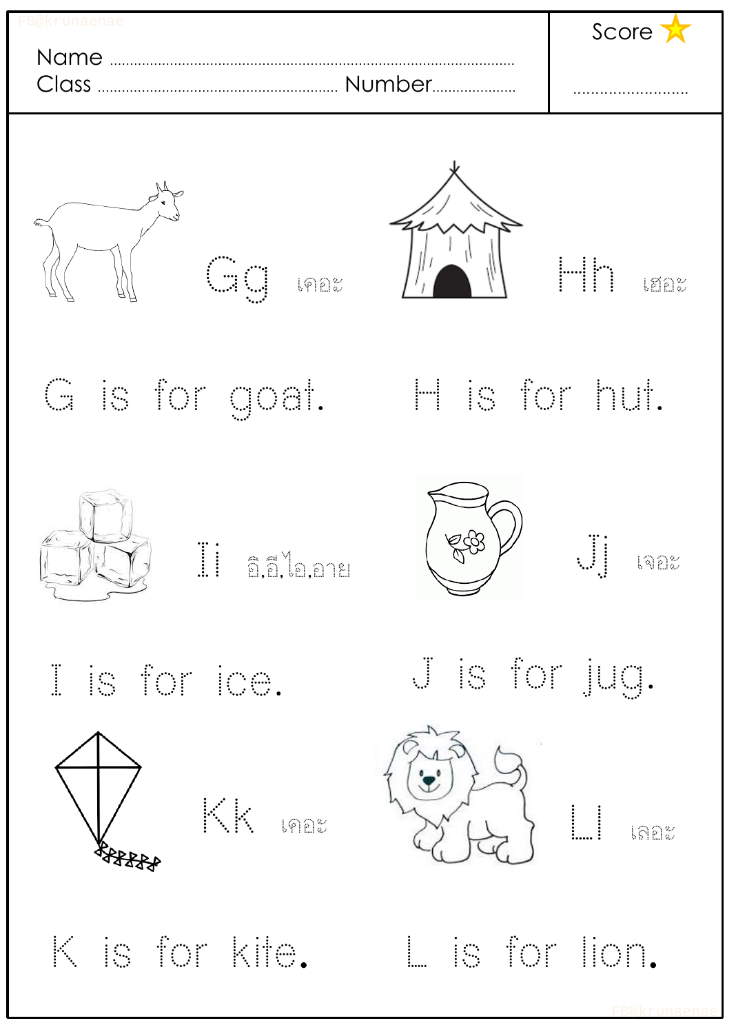Name ............................................................

Class .................................. Number ....................

Score ⭐ ......................

Gg เกอะ

Hh เฮอะ

G is for goat.

H is for hut.

Ii อิ,อี,ไอ,อาย

Jj เจอะ

I is for ice.

J is for jug.

Kk เคอะ

Ll เลอะ

K is for kite.

L is for lion.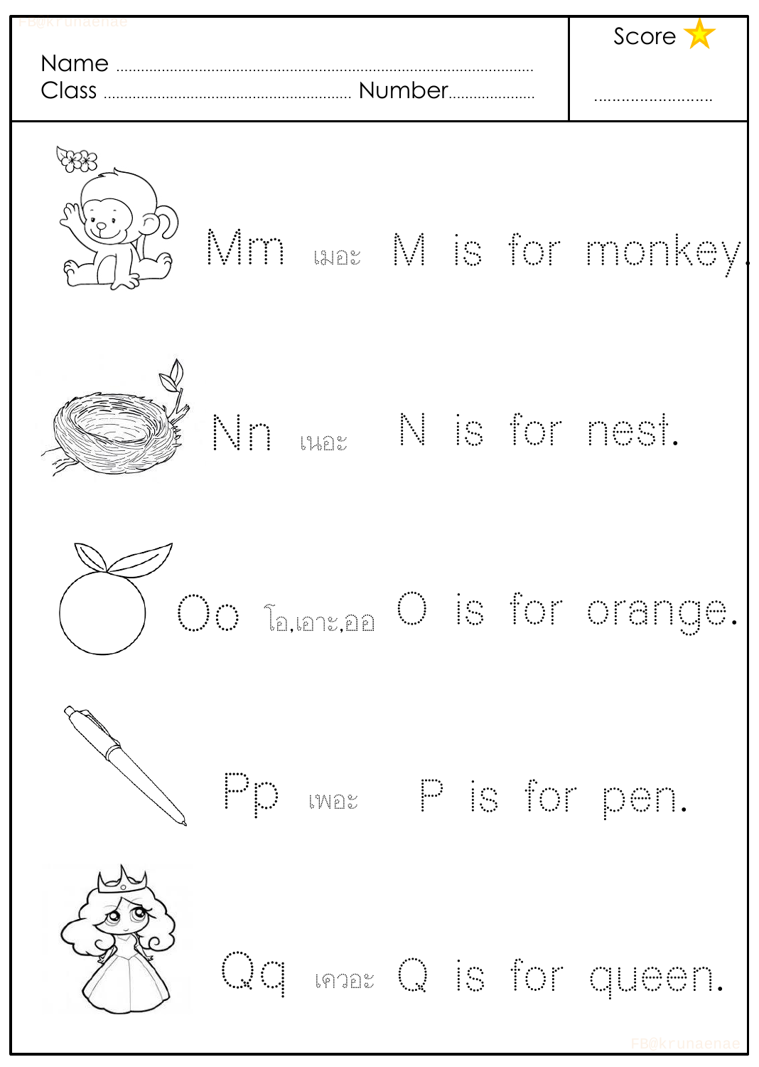Name ............................................................................................................
Class ...................................................... Number.....................

Score ⭐

..........................

Mm เมอะ M is for monkey.

Nn เนอะ N is for nest.

Oo โอ,เอาะ,ออ O is for orange.

Pp เพอะ P is for pen.

Qq เควอะ Q is for queen.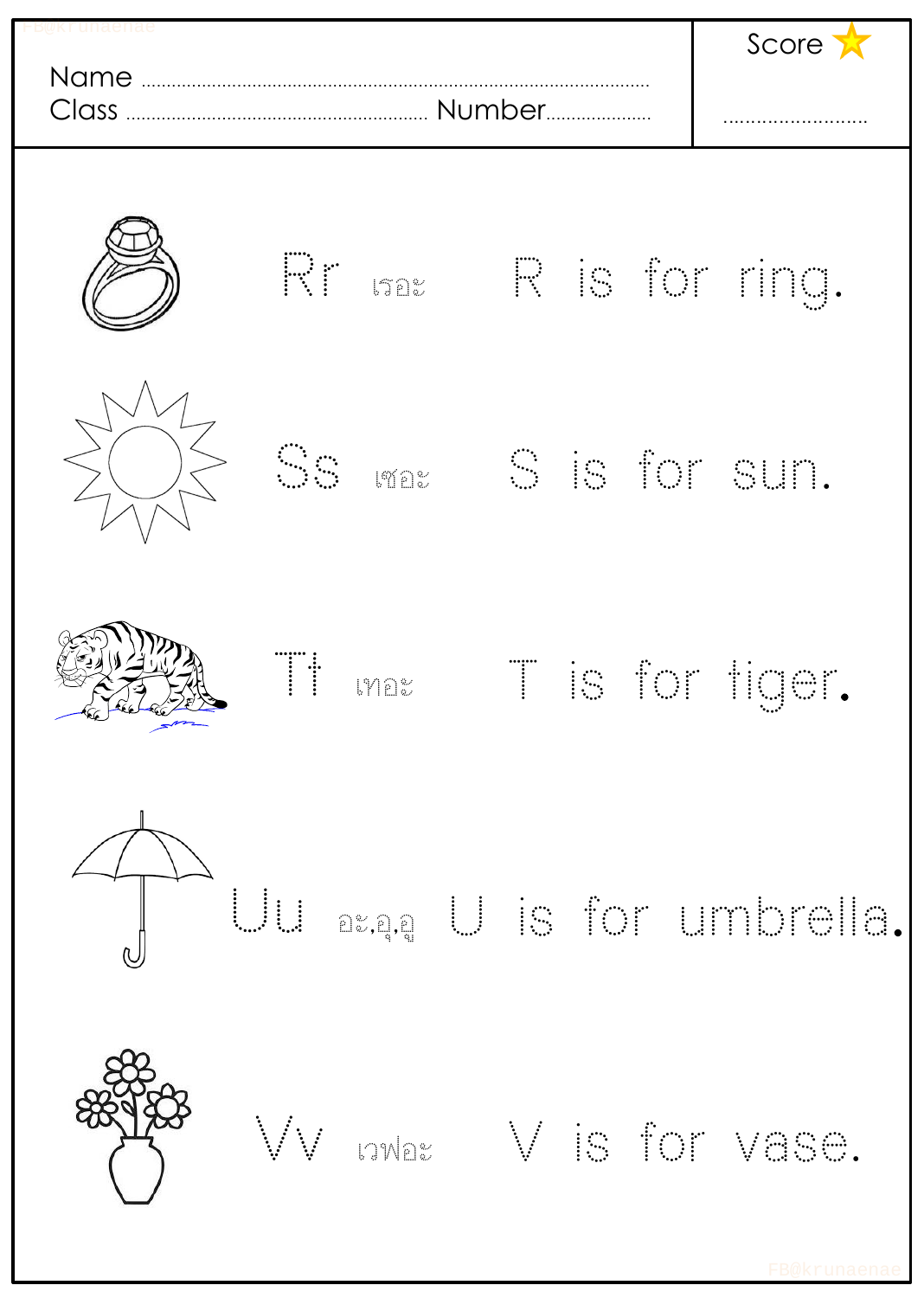Name ........................................................................................

Class ........................................................ Number....................

Score ⭐

..........................

Rr เรอะ R is for ring.

Ss เซอะ S is for sun.

Tt เทอะ T is for tiger.

Uu อะ,อุ,อู U is for umbrella.

Vv เวฟอะ V is for vase.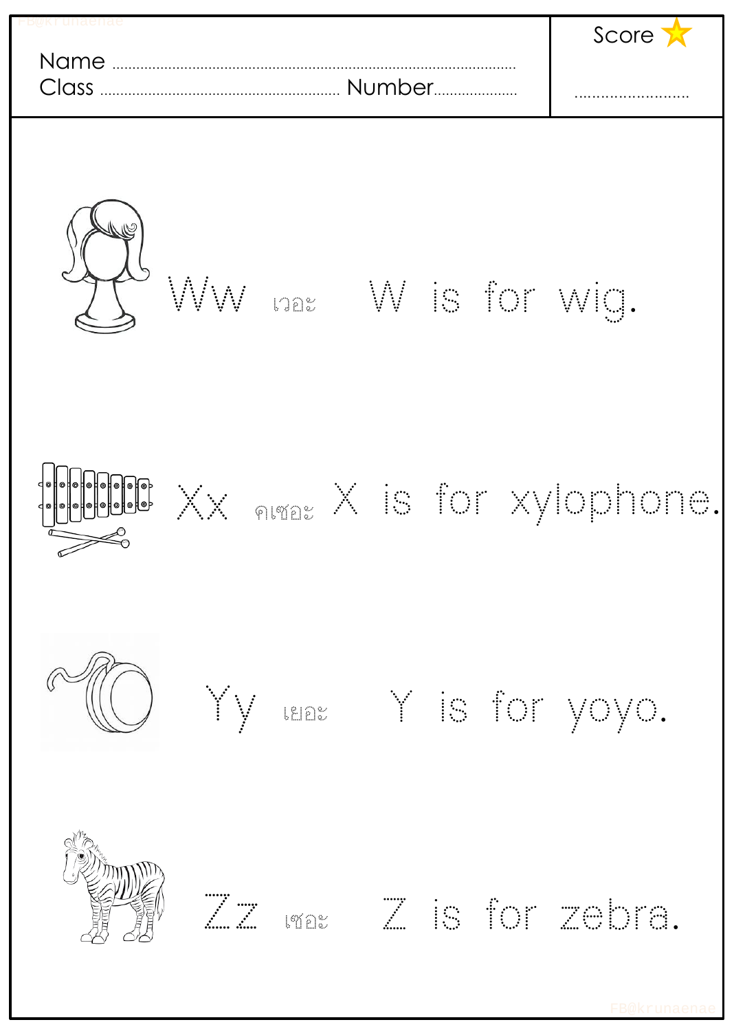Name ..................................................................................................

Class ........................................................ Number.....................

Score

..........................

Ww เวอะ W is for wig.

Xx คเซ็อะ X is for xylophone.

Yy เยอะ Y is for yoyo.

Zz เซ็ดอะ Z is for zebra.